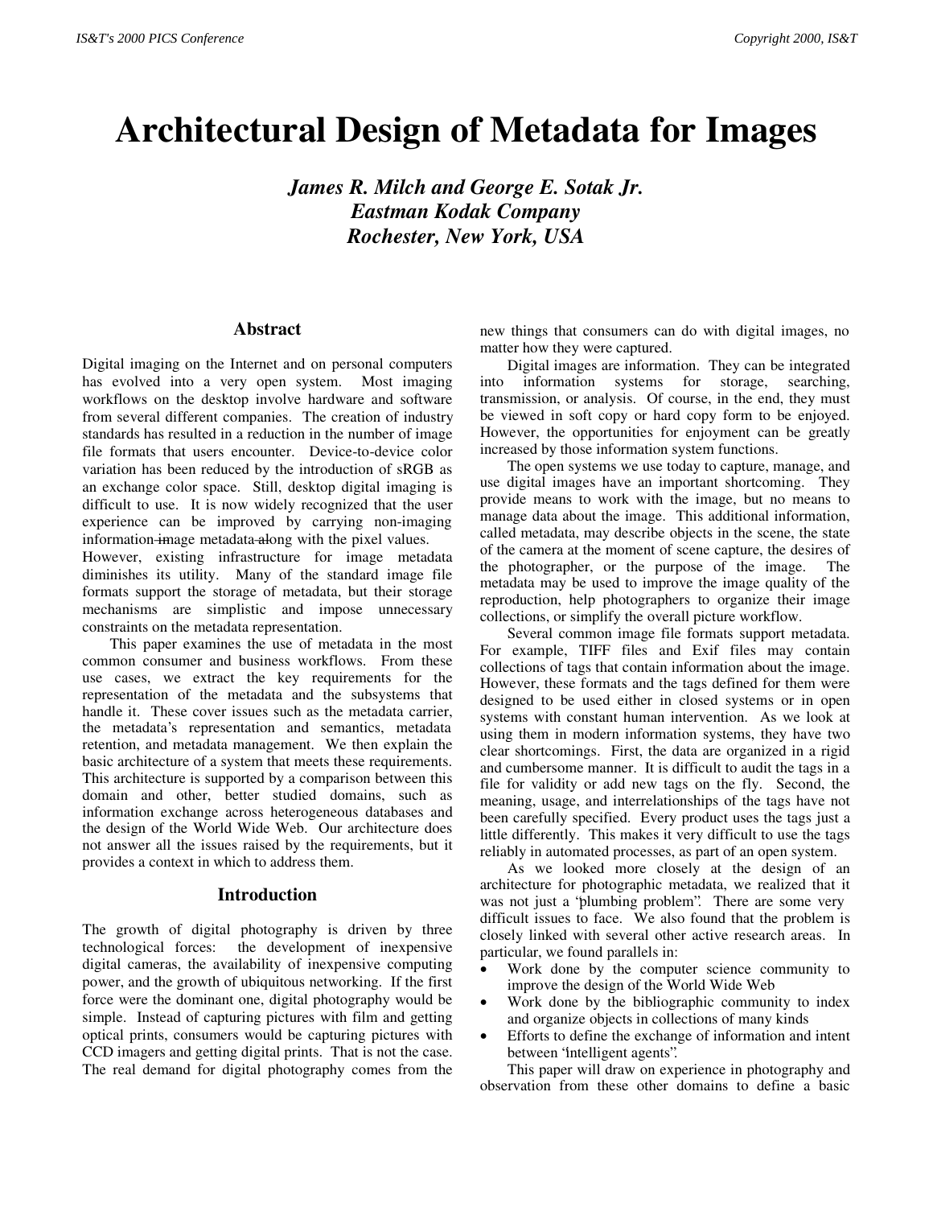# Architectural Design of Metadata for Images

***James R. Milch and George E. Sotak Jr.***
***Eastman Kodak Company***
***Rochester, New York, USA***

## Abstract

Digital imaging on the Internet and on personal computers has evolved into a very open system. Most imaging workflows on the desktop involve hardware and software from several different companies. The creation of industry standards has resulted in a reduction in the number of image file formats that users encounter. Device-to-device color variation has been reduced by the introduction of sRGB as an exchange color space. Still, desktop digital imaging is difficult to use. It is now widely recognized that the user experience can be improved by carrying non-imaging information image metadata along with the pixel values.

However, existing infrastructure for image metadata diminishes its utility. Many of the standard image file formats support the storage of metadata, but their storage mechanisms are simplistic and impose unnecessary constraints on the metadata representation.

This paper examines the use of metadata in the most common consumer and business workflows. From these use cases, we extract the key requirements for the representation of the metadata and the subsystems that handle it. These cover issues such as the metadata carrier, the metadata's representation and semantics, metadata retention, and metadata management. We then explain the basic architecture of a system that meets these requirements. This architecture is supported by a comparison between this domain and other, better studied domains, such as information exchange across heterogeneous databases and the design of the World Wide Web. Our architecture does not answer all the issues raised by the requirements, but it provides a context in which to address them.

## Introduction

The growth of digital photography is driven by three technological forces: the development of inexpensive digital cameras, the availability of inexpensive computing power, and the growth of ubiquitous networking. If the first force were the dominant one, digital photography would be simple. Instead of capturing pictures with film and getting optical prints, consumers would be capturing pictures with CCD imagers and getting digital prints. That is not the case. The real demand for digital photography comes from the new things that consumers can do with digital images, no matter how they were captured.

Digital images are information. They can be integrated into information systems for storage, searching, transmission, or analysis. Of course, in the end, they must be viewed in soft copy or hard copy form to be enjoyed. However, the opportunities for enjoyment can be greatly increased by those information system functions.

The open systems we use today to capture, manage, and use digital images have an important shortcoming. They provide means to work with the image, but no means to manage data about the image. This additional information, called metadata, may describe objects in the scene, the state of the camera at the moment of scene capture, the desires of the photographer, or the purpose of the image. The metadata may be used to improve the image quality of the reproduction, help photographers to organize their image collections, or simplify the overall picture workflow.

Several common image file formats support metadata. For example, TIFF files and Exif files may contain collections of tags that contain information about the image. However, these formats and the tags defined for them were designed to be used either in closed systems or in open systems with constant human intervention. As we look at using them in modern information systems, they have two clear shortcomings. First, the data are organized in a rigid and cumbersome manner. It is difficult to audit the tags in a file for validity or add new tags on the fly. Second, the meaning, usage, and interrelationships of the tags have not been carefully specified. Every product uses the tags just a little differently. This makes it very difficult to use the tags reliably in automated processes, as part of an open system.

As we looked more closely at the design of an architecture for photographic metadata, we realized that it was not just a "plumbing problem". There are some very difficult issues to face. We also found that the problem is closely linked with several other active research areas. In particular, we found parallels in:

- Work done by the computer science community to improve the design of the World Wide Web
- Work done by the bibliographic community to index and organize objects in collections of many kinds
- Efforts to define the exchange of information and intent between "intelligent agents".

This paper will draw on experience in photography and observation from these other domains to define a basic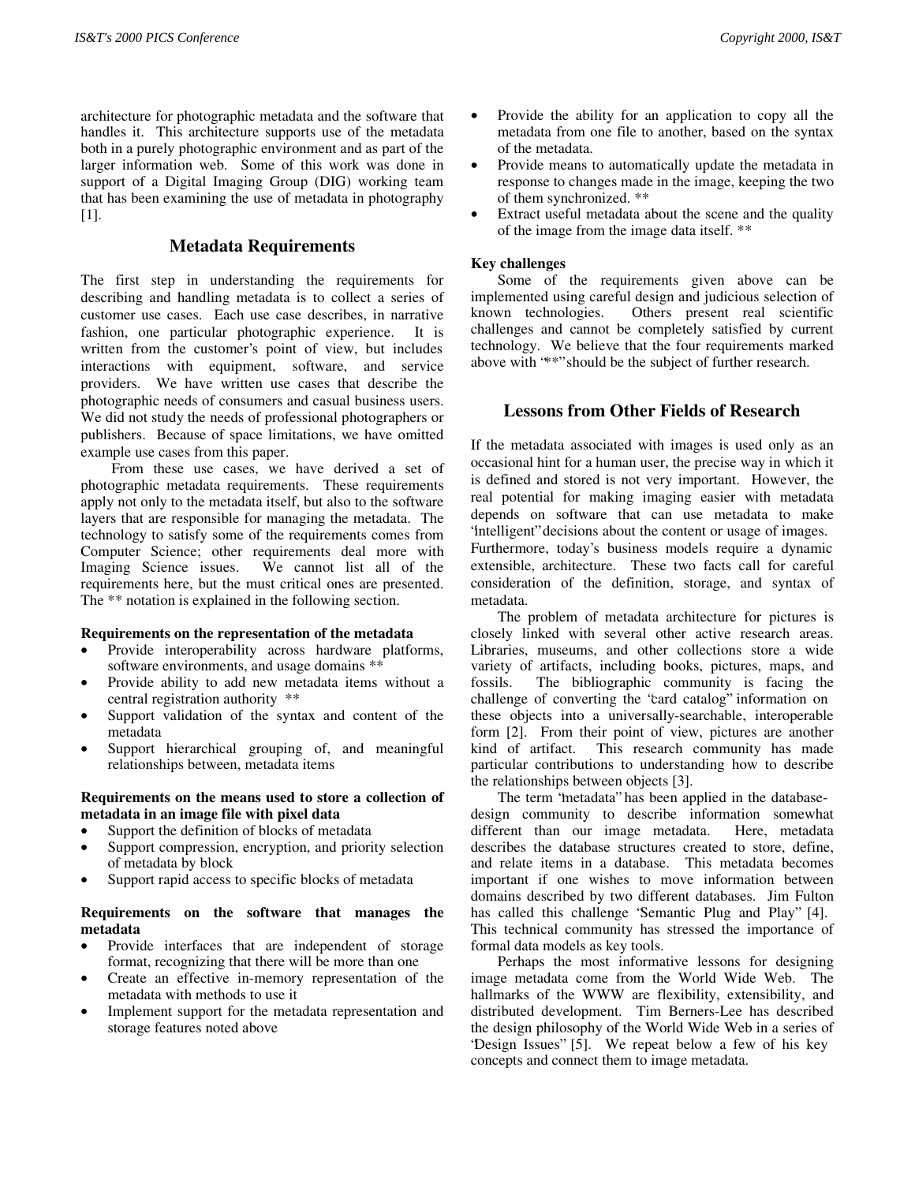architecture for photographic metadata and the software that handles it. This architecture supports use of the metadata both in a purely photographic environment and as part of the larger information web. Some of this work was done in support of a Digital Imaging Group (DIG) working team that has been examining the use of metadata in photography [1].

## Metadata Requirements

The first step in understanding the requirements for describing and handling metadata is to collect a series of customer use cases. Each use case describes, in narrative fashion, one particular photographic experience. It is written from the customer's point of view, but includes interactions with equipment, software, and service providers. We have written use cases that describe the photographic needs of consumers and casual business users. We did not study the needs of professional photographers or publishers. Because of space limitations, we have omitted example use cases from this paper.

From these use cases, we have derived a set of photographic metadata requirements. These requirements apply not only to the metadata itself, but also to the software layers that are responsible for managing the metadata. The technology to satisfy some of the requirements comes from Computer Science; other requirements deal more with Imaging Science issues. We cannot list all of the requirements here, but the must critical ones are presented. The ** notation is explained in the following section.

**Requirements on the representation of the metadata**

- Provide interoperability across hardware platforms, software environments, and usage domains **
- Provide ability to add new metadata items without a central registration authority **
- Support validation of the syntax and content of the metadata
- Support hierarchical grouping of, and meaningful relationships between, metadata items

**Requirements on the means used to store a collection of metadata in an image file with pixel data**

- Support the definition of blocks of metadata
- Support compression, encryption, and priority selection of metadata by block
- Support rapid access to specific blocks of metadata

**Requirements on the software that manages the metadata**

- Provide interfaces that are independent of storage format, recognizing that there will be more than one
- Create an effective in-memory representation of the metadata with methods to use it
- Implement support for the metadata representation and storage features noted above
- Provide the ability for an application to copy all the metadata from one file to another, based on the syntax of the metadata.
- Provide means to automatically update the metadata in response to changes made in the image, keeping the two of them synchronized. **
- Extract useful metadata about the scene and the quality of the image from the image data itself. **

**Key challenges**

Some of the requirements given above can be implemented using careful design and judicious selection of known technologies. Others present real scientific challenges and cannot be completely satisfied by current technology. We believe that the four requirements marked above with "**" should be the subject of further research.

## Lessons from Other Fields of Research

If the metadata associated with images is used only as an occasional hint for a human user, the precise way in which it is defined and stored is not very important. However, the real potential for making imaging easier with metadata depends on software that can use metadata to make "intelligent" decisions about the content or usage of images. Furthermore, today's business models require a dynamic extensible, architecture. These two facts call for careful consideration of the definition, storage, and syntax of metadata.

The problem of metadata architecture for pictures is closely linked with several other active research areas. Libraries, museums, and other collections store a wide variety of artifacts, including books, pictures, maps, and fossils. The bibliographic community is facing the challenge of converting the "card catalog" information on these objects into a universally-searchable, interoperable form [2]. From their point of view, pictures are another kind of artifact. This research community has made particular contributions to understanding how to describe the relationships between objects [3].

The term "metadata" has been applied in the database-design community to describe information somewhat different than our image metadata. Here, metadata describes the database structures created to store, define, and relate items in a database. This metadata becomes important if one wishes to move information between domains described by two different databases. Jim Fulton has called this challenge "Semantic Plug and Play" [4]. This technical community has stressed the importance of formal data models as key tools.

Perhaps the most informative lessons for designing image metadata come from the World Wide Web. The hallmarks of the WWW are flexibility, extensibility, and distributed development. Tim Berners-Lee has described the design philosophy of the World Wide Web in a series of "Design Issues" [5]. We repeat below a few of his key concepts and connect them to image metadata.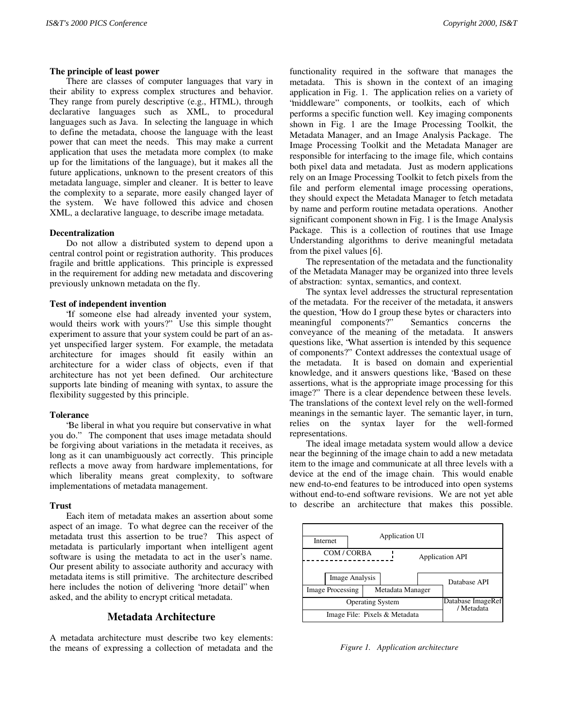### The principle of least power

There are classes of computer languages that vary in their ability to express complex structures and behavior. They range from purely descriptive (e.g., HTML), through declarative languages such as XML, to procedural languages such as Java. In selecting the language in which to define the metadata, choose the language with the least power that can meet the needs. This may make a current application that uses the metadata more complex (to make up for the limitations of the language), but it makes all the future applications, unknown to the present creators of this metadata language, simpler and cleaner. It is better to leave the complexity to a separate, more easily changed layer of the system. We have followed this advice and chosen XML, a declarative language, to describe image metadata.

### Decentralization

Do not allow a distributed system to depend upon a central control point or registration authority. This produces fragile and brittle applications. This principle is expressed in the requirement for adding new metadata and discovering previously unknown metadata on the fly.

### Test of independent invention

"If someone else had already invented your system, would theirs work with yours?" Use this simple thought experiment to assure that your system could be part of an as-yet unspecified larger system. For example, the metadata architecture for images should fit easily within an architecture for a wider class of objects, even if that architecture has not yet been defined. Our architecture supports late binding of meaning with syntax, to assure the flexibility suggested by this principle.

### Tolerance

"Be liberal in what you require but conservative in what you do." The component that uses image metadata should be forgiving about variations in the metadata it receives, as long as it can unambiguously act correctly. This principle reflects a move away from hardware implementations, for which liberality means great complexity, to software implementations of metadata management.

### Trust

Each item of metadata makes an assertion about some aspect of an image. To what degree can the receiver of the metadata trust this assertion to be true? This aspect of metadata is particularly important when intelligent agent software is using the metadata to act in the user's name. Our present ability to associate authority and accuracy with metadata items is still primitive. The architecture described here includes the notion of delivering "more detail" when asked, and the ability to encrypt critical metadata.

## Metadata Architecture

A metadata architecture must describe two key elements: the means of expressing a collection of metadata and the functionality required in the software that manages the metadata. This is shown in the context of an imaging application in Fig. 1. The application relies on a variety of "middleware" components, or toolkits, each of which performs a specific function well. Key imaging components shown in Fig. 1 are the Image Processing Toolkit, the Metadata Manager, and an Image Analysis Package. The Image Processing Toolkit and the Metadata Manager are responsible for interfacing to the image file, which contains both pixel data and metadata. Just as modern applications rely on an Image Processing Toolkit to fetch pixels from the file and perform elemental image processing operations, they should expect the Metadata Manager to fetch metadata by name and perform routine metadata operations. Another significant component shown in Fig. 1 is the Image Analysis Package. This is a collection of routines that use Image Understanding algorithms to derive meaningful metadata from the pixel values [6].

The representation of the metadata and the functionality of the Metadata Manager may be organized into three levels of abstraction: syntax, semantics, and context.

The syntax level addresses the structural representation of the metadata. For the receiver of the metadata, it answers the question, "How do I group these bytes or characters into meaningful components?" Semantics concerns the conveyance of the meaning of the metadata. It answers questions like, "What assertion is intended by this sequence of components?" Context addresses the contextual usage of the metadata. It is based on domain and experiential knowledge, and it answers questions like, "Based on these assertions, what is the appropriate image processing for this image?" There is a clear dependence between these levels. The translations of the context level rely on the well-formed meanings in the semantic layer. The semantic layer, in turn, relies on the syntax layer for the well-formed representations.

The ideal image metadata system would allow a device near the beginning of the image chain to add a new metadata item to the image and communicate at all three levels with a device at the end of the image chain. This would enable new end-to-end features to be introduced into open systems without end-to-end software revisions. We are not yet able to describe an architecture that makes this possible.

*Figure 1. Application architecture*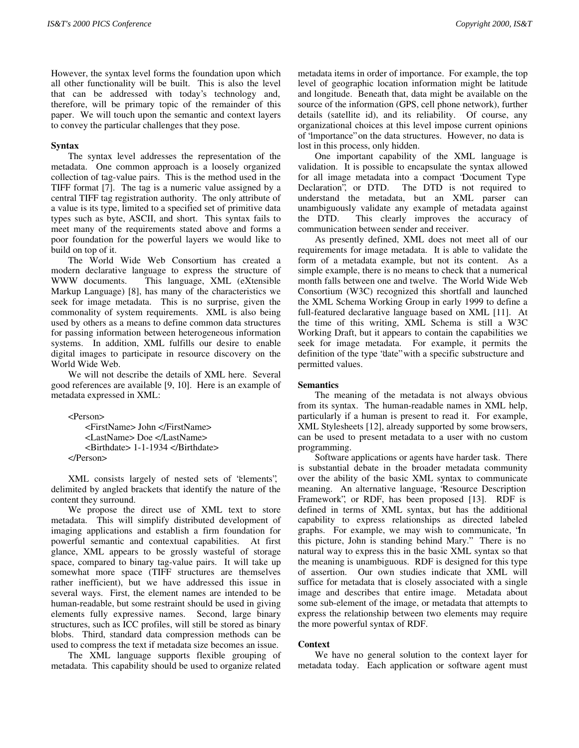However, the syntax level forms the foundation upon which all other functionality will be built. This is also the level that can be addressed with today's technology and, therefore, will be primary topic of the remainder of this paper. We will touch upon the semantic and context layers to convey the particular challenges that they pose.

### Syntax

The syntax level addresses the representation of the metadata. One common approach is a loosely organized collection of tag-value pairs. This is the method used in the TIFF format [7]. The tag is a numeric value assigned by a central TIFF tag registration authority. The only attribute of a value is its type, limited to a specified set of primitive data types such as byte, ASCII, and short. This syntax fails to meet many of the requirements stated above and forms a poor foundation for the powerful layers we would like to build on top of it.

The World Wide Web Consortium has created a modern declarative language to express the structure of WWW documents. This language, XML (eXtensible Markup Language) [8], has many of the characteristics we seek for image metadata. This is no surprise, given the commonality of system requirements. XML is also being used by others as a means to define common data structures for passing information between heterogeneous information systems. In addition, XML fulfills our desire to enable digital images to participate in resource discovery on the World Wide Web.

We will not describe the details of XML here. Several good references are available [9, 10]. Here is an example of metadata expressed in XML:

```
<Person>
    <FirstName> John </FirstName>
    <LastName> Doe </LastName>
    <Birthdate> 1-1-1934 </Birthdate>
</Person>
```

XML consists largely of nested sets of "elements", delimited by angled brackets that identify the nature of the content they surround.

We propose the direct use of XML text to store metadata. This will simplify distributed development of imaging applications and establish a firm foundation for powerful semantic and contextual capabilities. At first glance, XML appears to be grossly wasteful of storage space, compared to binary tag-value pairs. It will take up somewhat more space (TIFF structures are themselves rather inefficient), but we have addressed this issue in several ways. First, the element names are intended to be human-readable, but some restraint should be used in giving elements fully expressive names. Second, large binary structures, such as ICC profiles, will still be stored as binary blobs. Third, standard data compression methods can be used to compress the text if metadata size becomes an issue.

The XML language supports flexible grouping of metadata. This capability should be used to organize related metadata items in order of importance. For example, the top level of geographic location information might be latitude and longitude. Beneath that, data might be available on the source of the information (GPS, cell phone network), further details (satellite id), and its reliability. Of course, any organizational choices at this level impose current opinions of "importance" on the data structures. However, no data is lost in this process, only hidden.

One important capability of the XML language is validation. It is possible to encapsulate the syntax allowed for all image metadata into a compact "Document Type Declaration", or DTD. The DTD is not required to understand the metadata, but an XML parser can unambiguously validate any example of metadata against the DTD. This clearly improves the accuracy of communication between sender and receiver.

As presently defined, XML does not meet all of our requirements for image metadata. It is able to validate the form of a metadata example, but not its content. As a simple example, there is no means to check that a numerical month falls between one and twelve. The World Wide Web Consortium (W3C) recognized this shortfall and launched the XML Schema Working Group in early 1999 to define a full-featured declarative language based on XML [11]. At the time of this writing, XML Schema is still a W3C Working Draft, but it appears to contain the capabilities we seek for image metadata. For example, it permits the definition of the type "date" with a specific substructure and permitted values.

### Semantics

The meaning of the metadata is not always obvious from its syntax. The human-readable names in XML help, particularly if a human is present to read it. For example, XML Stylesheets [12], already supported by some browsers, can be used to present metadata to a user with no custom programming.

Software applications or agents have harder task. There is substantial debate in the broader metadata community over the ability of the basic XML syntax to communicate meaning. An alternative language, "Resource Description Framework", or RDF, has been proposed [13]. RDF is defined in terms of XML syntax, but has the additional capability to express relationships as directed labeled graphs. For example, we may wish to communicate, "In this picture, John is standing behind Mary." There is no natural way to express this in the basic XML syntax so that the meaning is unambiguous. RDF is designed for this type of assertion. Our own studies indicate that XML will suffice for metadata that is closely associated with a single image and describes that entire image. Metadata about some sub-element of the image, or metadata that attempts to express the relationship between two elements may require the more powerful syntax of RDF.

### Context

We have no general solution to the context layer for metadata today. Each application or software agent must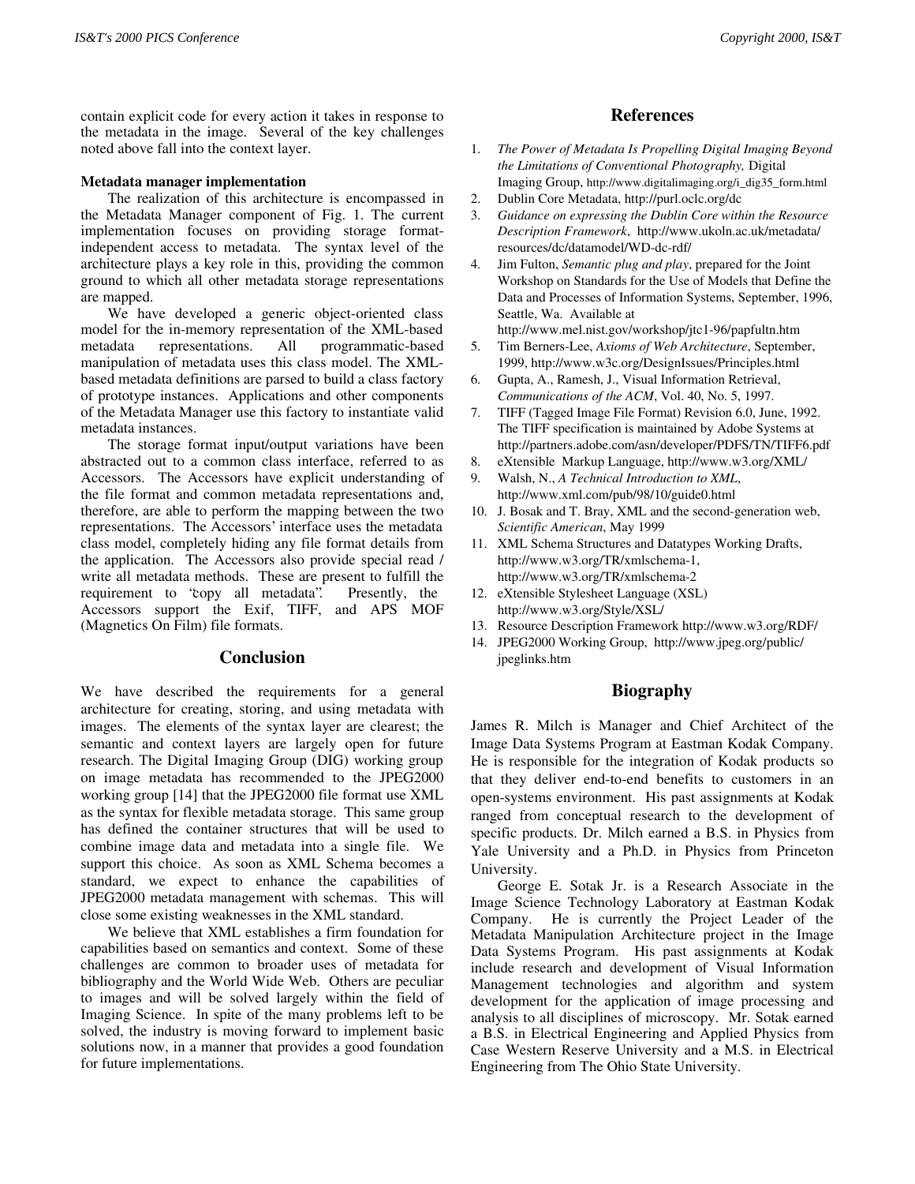contain explicit code for every action it takes in response to the metadata in the image. Several of the key challenges noted above fall into the context layer.

**Metadata manager implementation**

The realization of this architecture is encompassed in the Metadata Manager component of Fig. 1. The current implementation focuses on providing storage format-independent access to metadata. The syntax level of the architecture plays a key role in this, providing the common ground to which all other metadata storage representations are mapped.

We have developed a generic object-oriented class model for the in-memory representation of the XML-based metadata representations. All programmatic-based manipulation of metadata uses this class model. The XML-based metadata definitions are parsed to build a class factory of prototype instances. Applications and other components of the Metadata Manager use this factory to instantiate valid metadata instances.

The storage format input/output variations have been abstracted out to a common class interface, referred to as Accessors. The Accessors have explicit understanding of the file format and common metadata representations and, therefore, are able to perform the mapping between the two representations. The Accessors' interface uses the metadata class model, completely hiding any file format details from the application. The Accessors also provide special read / write all metadata methods. These are present to fulfill the requirement to "copy all metadata". Presently, the Accessors support the Exif, TIFF, and APS MOF (Magnetics On Film) file formats.

## Conclusion

We have described the requirements for a general architecture for creating, storing, and using metadata with images. The elements of the syntax layer are clearest; the semantic and context layers are largely open for future research. The Digital Imaging Group (DIG) working group on image metadata has recommended to the JPEG2000 working group [14] that the JPEG2000 file format use XML as the syntax for flexible metadata storage. This same group has defined the container structures that will be used to combine image data and metadata into a single file. We support this choice. As soon as XML Schema becomes a standard, we expect to enhance the capabilities of JPEG2000 metadata management with schemas. This will close some existing weaknesses in the XML standard.

We believe that XML establishes a firm foundation for capabilities based on semantics and context. Some of these challenges are common to broader uses of metadata for bibliography and the World Wide Web. Others are peculiar to images and will be solved largely within the field of Imaging Science. In spite of the many problems left to be solved, the industry is moving forward to implement basic solutions now, in a manner that provides a good foundation for future implementations.

## References

1. *The Power of Metadata Is Propelling Digital Imaging Beyond the Limitations of Conventional Photography,* Digital Imaging Group, http://www.digitalimaging.org/i_dig35_form.html
2. Dublin Core Metadata, http://purl.oclc.org/dc
3. *Guidance on expressing the Dublin Core within the Resource Description Framework*, http://www.ukoln.ac.uk/metadata/resources/dc/datamodel/WD-dc-rdf/
4. Jim Fulton, *Semantic plug and play*, prepared for the Joint Workshop on Standards for the Use of Models that Define the Data and Processes of Information Systems, September, 1996, Seattle, Wa. Available at http://www.mel.nist.gov/workshop/jtc1-96/papfultn.htm
5. Tim Berners-Lee, *Axioms of Web Architecture*, September, 1999, http://www.w3c.org/DesignIssues/Principles.html
6. Gupta, A., Ramesh, J., Visual Information Retrieval, *Communications of the ACM*, Vol. 40, No. 5, 1997.
7. TIFF (Tagged Image File Format) Revision 6.0, June, 1992. The TIFF specification is maintained by Adobe Systems at http://partners.adobe.com/asn/developer/PDFS/TN/TIFF6.pdf
8. eXtensible Markup Language, http://www.w3.org/XML/
9. Walsh, N., *A Technical Introduction to XML*, http://www.xml.com/pub/98/10/guide0.html
10. J. Bosak and T. Bray, XML and the second-generation web, *Scientific American*, May 1999
11. XML Schema Structures and Datatypes Working Drafts, http://www.w3.org/TR/xmlschema-1, http://www.w3.org/TR/xmlschema-2
12. eXtensible Stylesheet Language (XSL) http://www.w3.org/Style/XSL/
13. Resource Description Framework http://www.w3.org/RDF/
14. JPEG2000 Working Group, http://www.jpeg.org/public/jpeglinks.htm

## Biography

James R. Milch is Manager and Chief Architect of the Image Data Systems Program at Eastman Kodak Company. He is responsible for the integration of Kodak products so that they deliver end-to-end benefits to customers in an open-systems environment. His past assignments at Kodak ranged from conceptual research to the development of specific products. Dr. Milch earned a B.S. in Physics from Yale University and a Ph.D. in Physics from Princeton University.

George E. Sotak Jr. is a Research Associate in the Image Science Technology Laboratory at Eastman Kodak Company. He is currently the Project Leader of the Metadata Manipulation Architecture project in the Image Data Systems Program. His past assignments at Kodak include research and development of Visual Information Management technologies and algorithm and system development for the application of image processing and analysis to all disciplines of microscopy. Mr. Sotak earned a B.S. in Electrical Engineering and Applied Physics from Case Western Reserve University and a M.S. in Electrical Engineering from The Ohio State University.